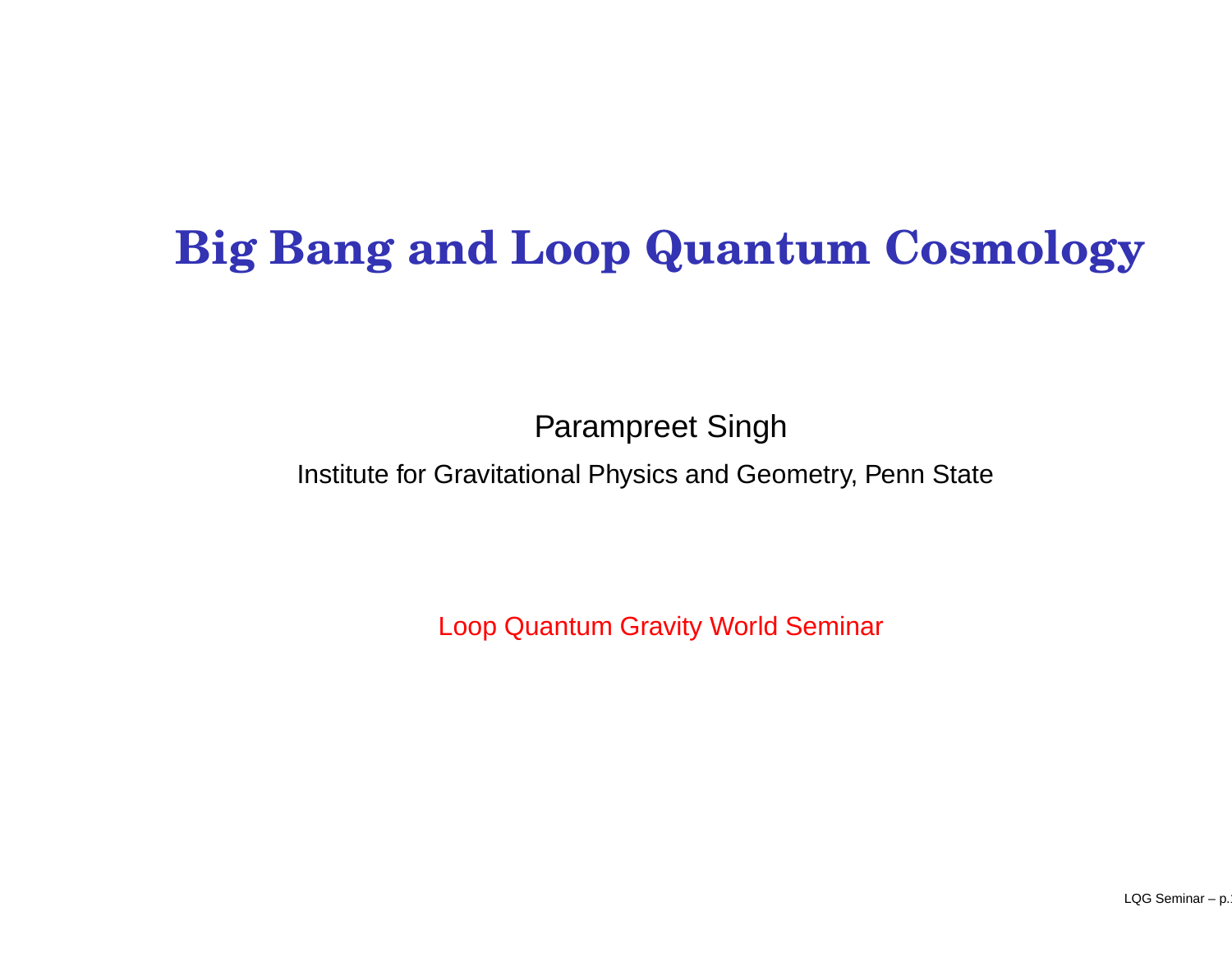# Big Bang and Loop Quantum Cosmology

Parampreet Singh

Institute for Gravitational Physics and Geometry, Penn State

Loop Quantum Gravity World Seminar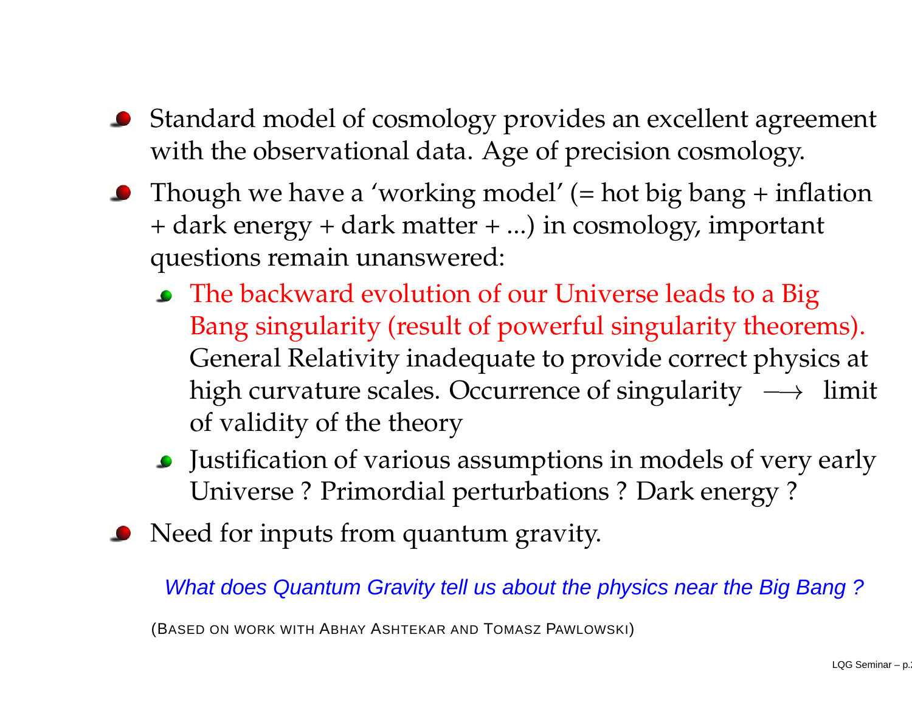- Standard model of cosmology provides an excellent agreement with the observational data. Age of precision cosmology.
- Though we have a 'working model' (= hot big bang + inflation + dark energy + dark matter + ...) in cosmology, important questions remain unanswered:
  - The backward evolution of our Universe leads to a Big Bang singularity (result of powerful singularity theorems). General Relativity inadequate to provide correct physics at high curvature scales. Occurrence of singularity $\longrightarrow$ limit of validity of the theory
  - Justification of various assumptions in models of very early Universe ? Primordial perturbations ? Dark energy ?
- Need for inputs from quantum gravity.

*What does Quantum Gravity tell us about the physics near the Big Bang ?*

(BASED ON WORK WITH ABHAY ASHTEKAR AND TOMASZ PAWLOWSKI)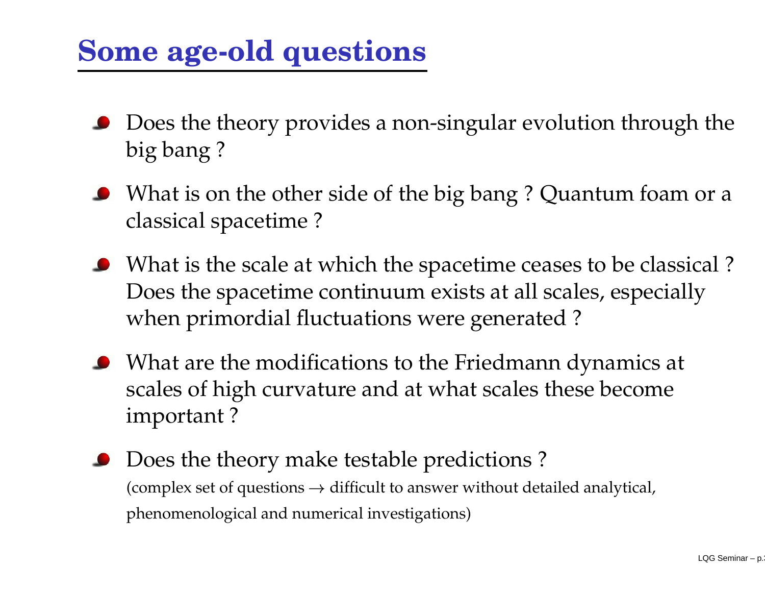# Some age-old questions

- Does the theory provides a non-singular evolution through the big bang ?
- What is on the other side of the big bang ? Quantum foam or a classical spacetime ?
- What is the scale at which the spacetime ceases to be classical ? Does the spacetime continuum exists at all scales, especially when primordial fluctuations were generated ?
- What are the modifications to the Friedmann dynamics at scales of high curvature and at what scales these become important ?
- Does the theory make testable predictions ?
  (complex set of questions $\rightarrow$ difficult to answer without detailed analytical, phenomenological and numerical investigations)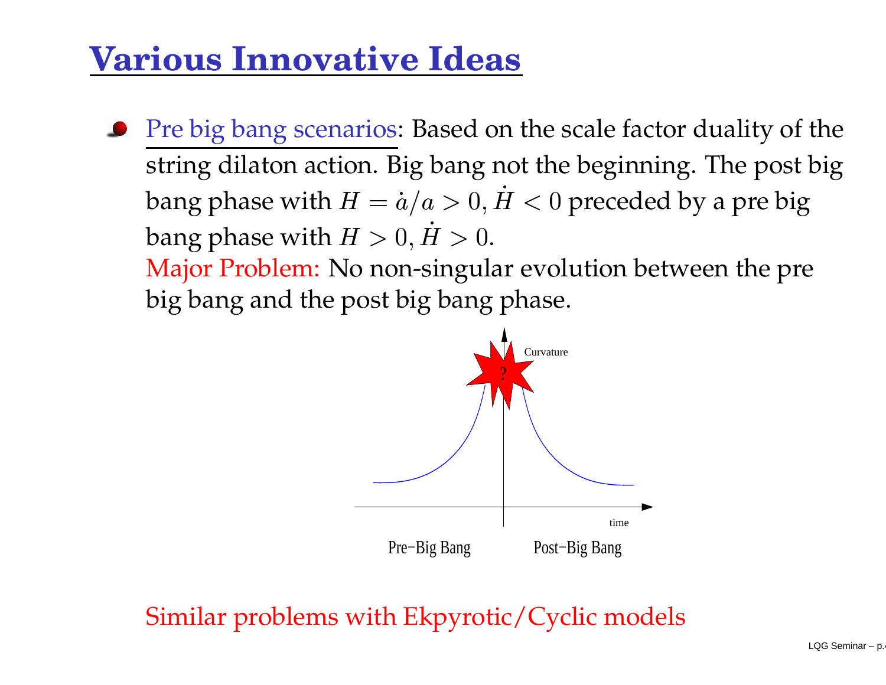# Various Innovative Ideas

- Pre big bang scenarios: Based on the scale factor duality of the string dilaton action. Big bang not the beginning. The post big bang phase with $H = \dot{a}/a > 0, \dot{H} < 0$ preceded by a pre big bang phase with $H > 0, \dot{H} > 0$.
  Major Problem: No non-singular evolution between the pre big bang and the post big bang phase.

Curvature

?

time

Pre−Big Bang    Post−Big Bang

Similar problems with Ekpyrotic/Cyclic models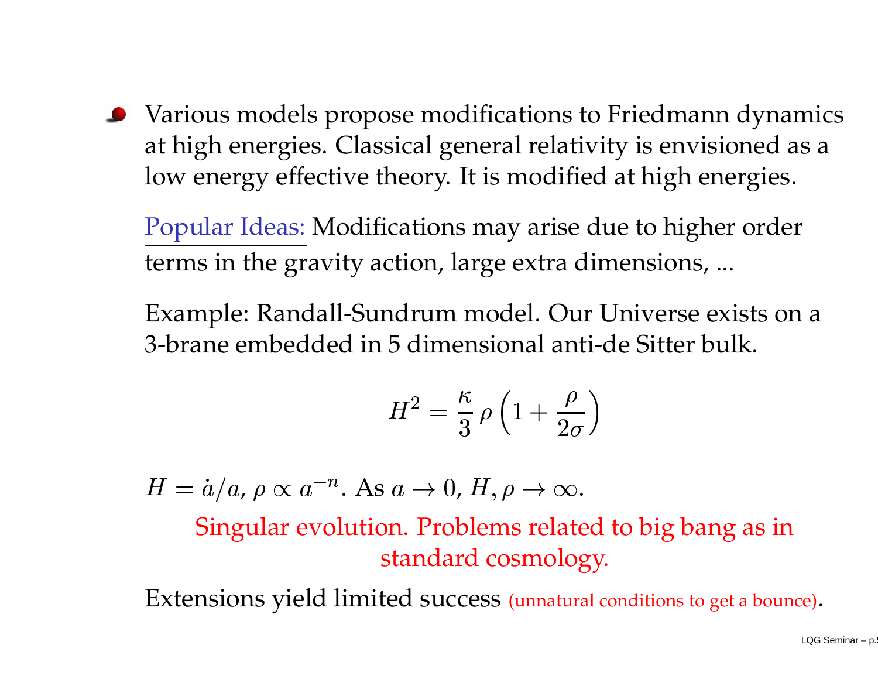- Various models propose modifications to Friedmann dynamics at high energies. Classical general relativity is envisioned as a low energy effective theory. It is modified at high energies.

  Popular Ideas: Modifications may arise due to higher order terms in the gravity action, large extra dimensions, ...

  Example: Randall-Sundrum model. Our Universe exists on a 3-brane embedded in 5 dimensional anti-de Sitter bulk.

$$H^2 = \frac{\kappa}{3}\,\rho\left(1 + \frac{\rho}{2\sigma}\right)$$

  $H = \dot{a}/a$, $\rho \propto a^{-n}$. As $a \to 0$, $H, \rho \to \infty$.

  Singular evolution. Problems related to big bang as in standard cosmology.

  Extensions yield limited success (unnatural conditions to get a bounce).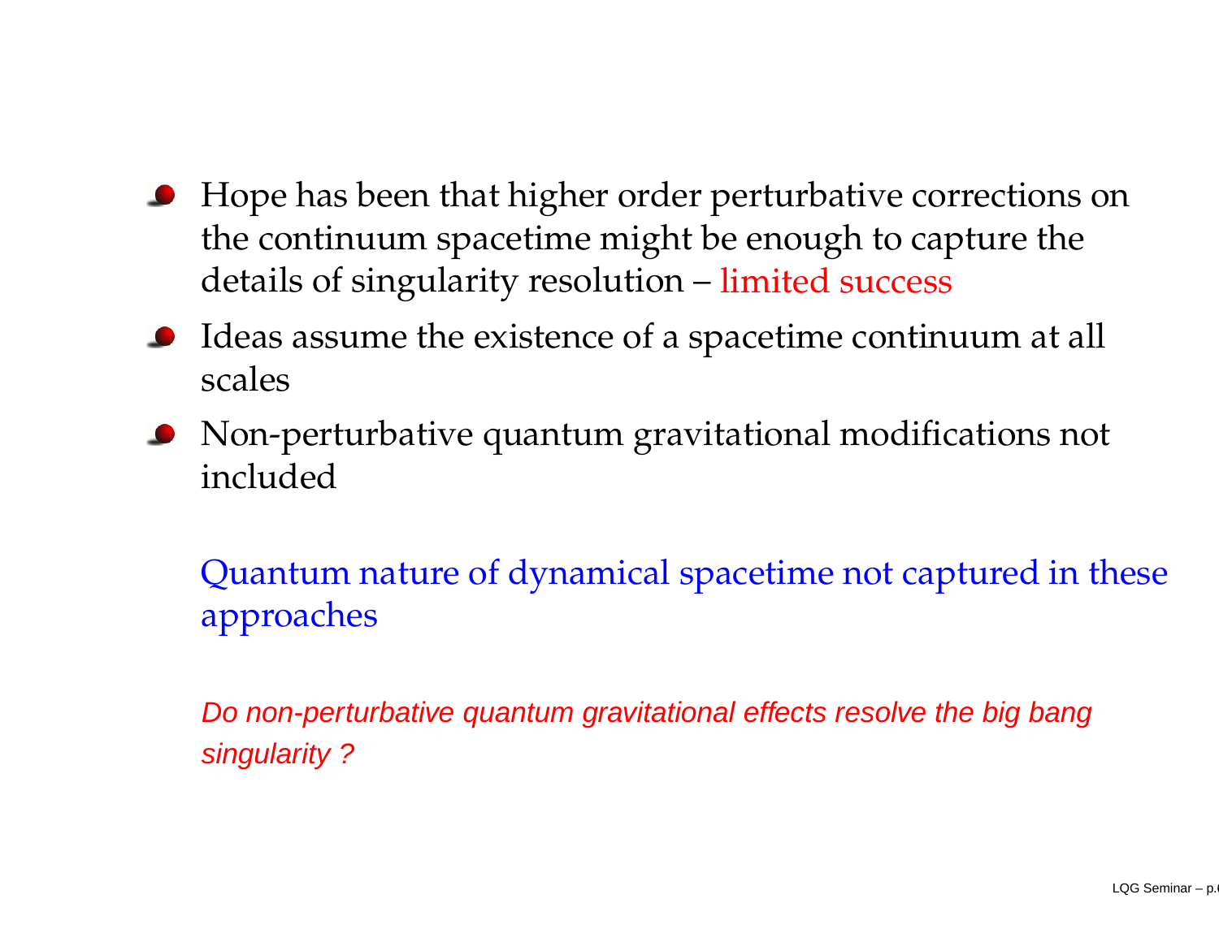- Hope has been that higher order perturbative corrections on the continuum spacetime might be enough to capture the details of singularity resolution – limited success
- Ideas assume the existence of a spacetime continuum at all scales
- Non-perturbative quantum gravitational modifications not included

Quantum nature of dynamical spacetime not captured in these approaches

*Do non-perturbative quantum gravitational effects resolve the big bang singularity ?*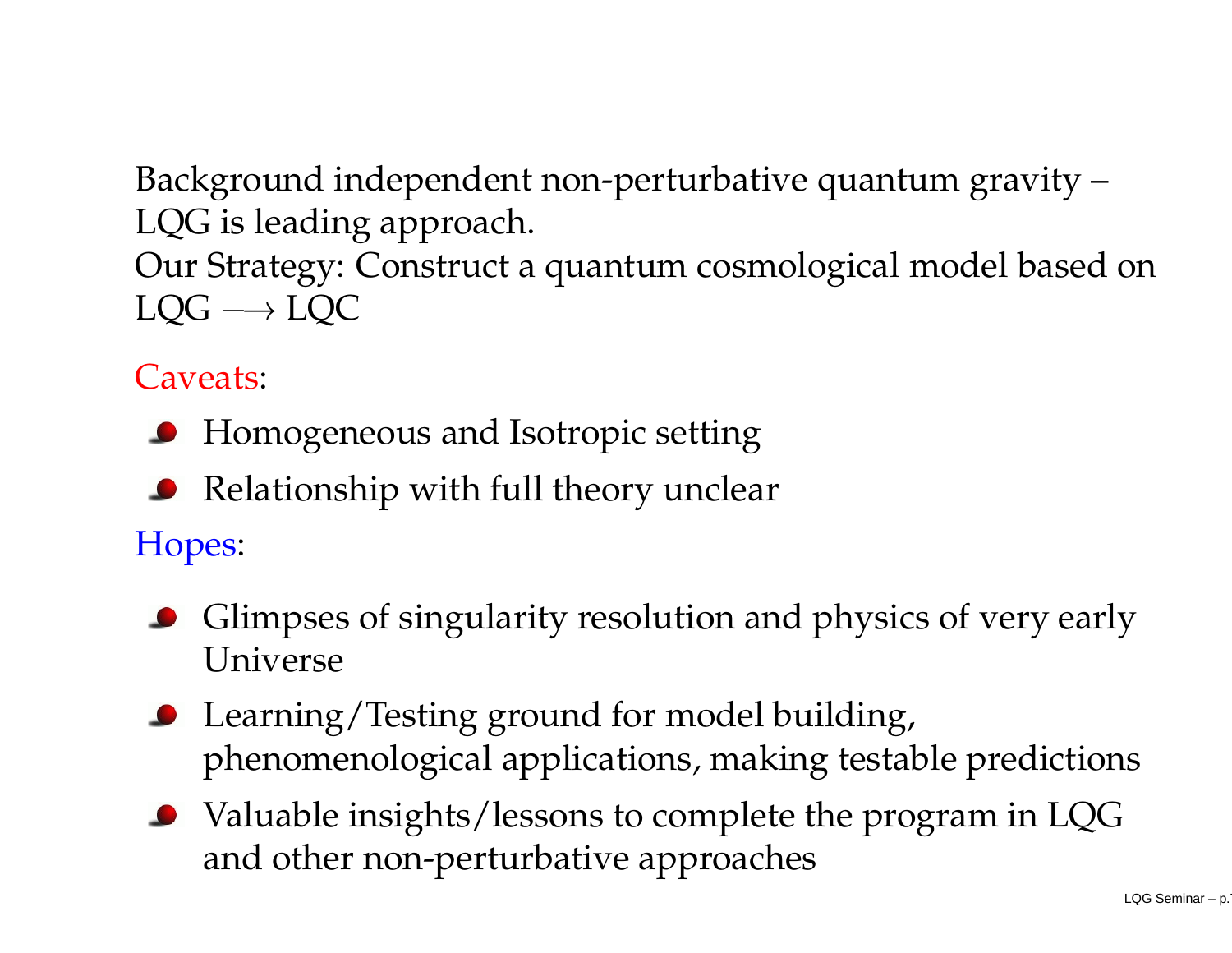Background independent non-perturbative quantum gravity – LQG is leading approach.
Our Strategy: Construct a quantum cosmological model based on LQG $\longrightarrow$ LQC

Caveats:

- Homogeneous and Isotropic setting
- Relationship with full theory unclear

Hopes:

- Glimpses of singularity resolution and physics of very early Universe
- Learning/Testing ground for model building, phenomenological applications, making testable predictions
- Valuable insights/lessons to complete the program in LQG and other non-perturbative approaches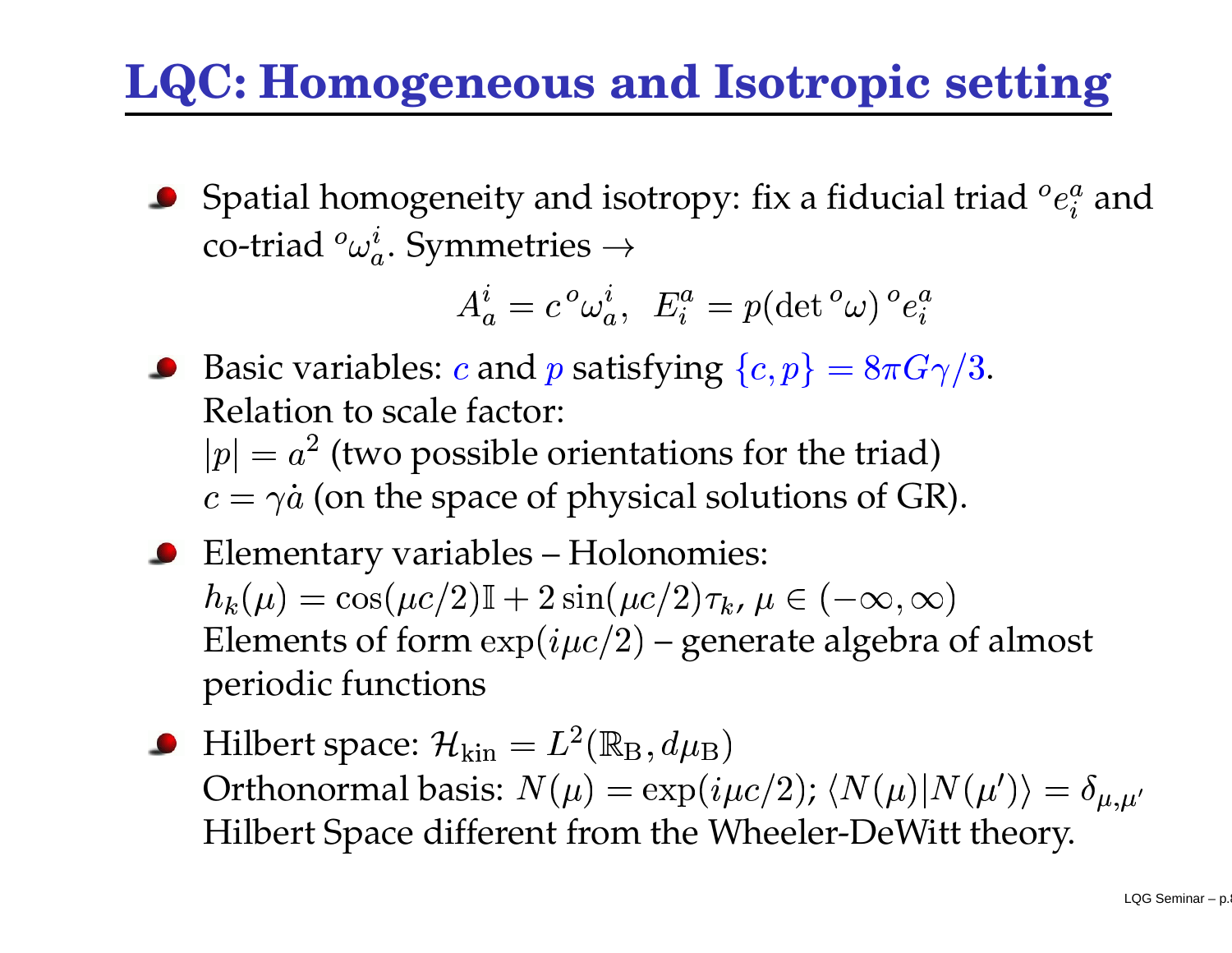# LQC: Homogeneous and Isotropic setting

- Spatial homogeneity and isotropy: fix a fiducial triad ${}^o e_i^a$ and co-triad ${}^o\omega_a^i$. Symmetries $\rightarrow$

$$A_a^i = c\,{}^o\omega_a^i, \;\; E_i^a = p(\det{}^o\omega)\,{}^o e_i^a$$

- Basic variables: $c$ and $p$ satisfying $\{c, p\} = 8\pi G\gamma/3$.
  Relation to scale factor:
  $|p| = a^2$ (two possible orientations for the triad)
  $c = \gamma\dot{a}$ (on the space of physical solutions of GR).

- Elementary variables – Holonomies:
  $h_k(\mu) = \cos(\mu c/2)\mathbb{I} + 2\sin(\mu c/2)\tau_k$, $\mu \in (-\infty, \infty)$
  Elements of form $\exp(i\mu c/2)$ – generate algebra of almost periodic functions

- Hilbert space: $\mathcal{H}_{\rm kin} = L^2(\mathbb{R}_{\rm B}, d\mu_{\rm B})$
  Orthonormal basis: $N(\mu) = \exp(i\mu c/2)$; $\langle N(\mu)|N(\mu')\rangle = \delta_{\mu,\mu'}$
  Hilbert Space different from the Wheeler-DeWitt theory.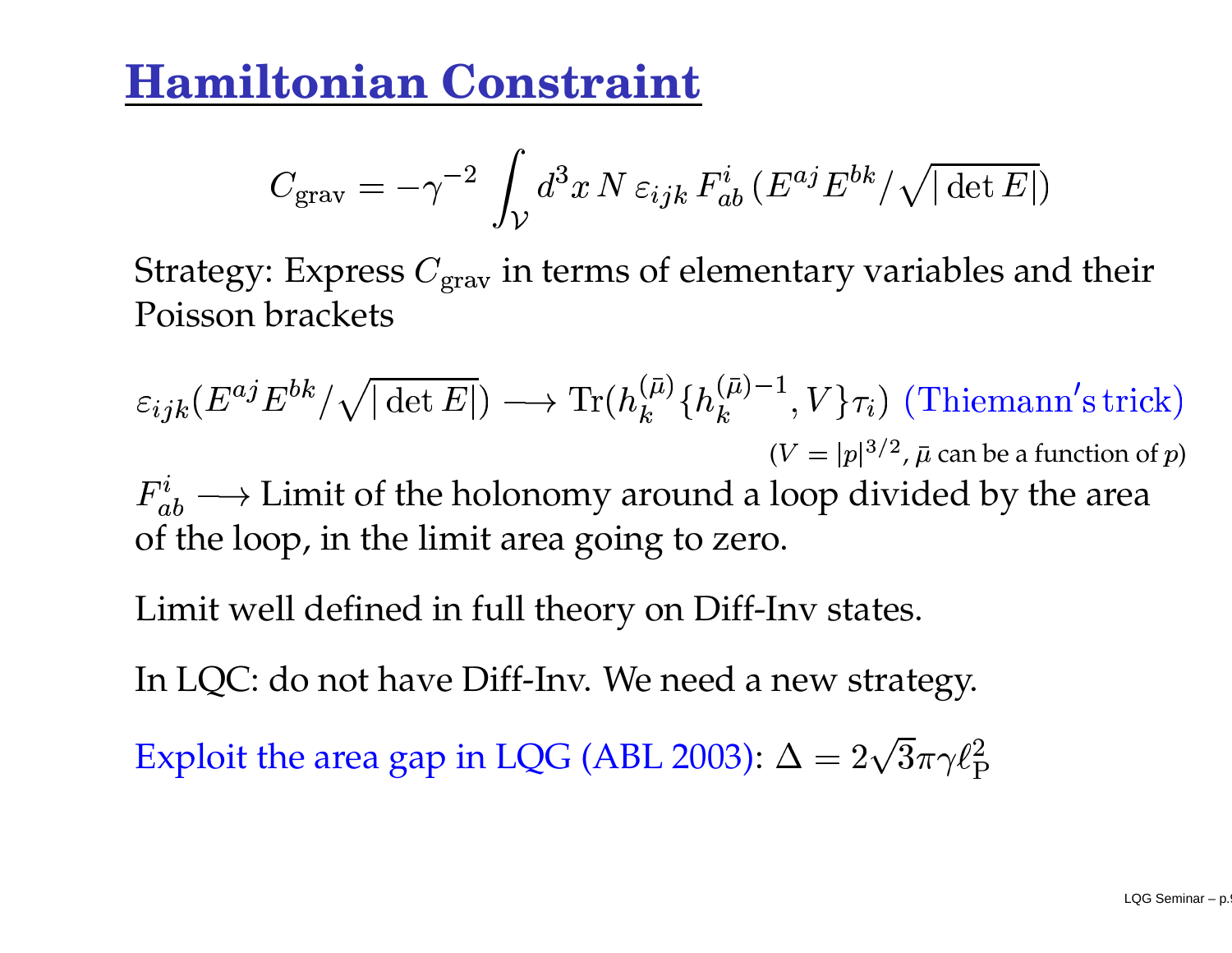# Hamiltonian Constraint

$$C_{\rm grav} = -\gamma^{-2} \int_{\mathcal{V}} d^3x \, N \, \varepsilon_{ijk} \, F^i_{ab} \, (E^{aj} E^{bk} / \sqrt{|\det E|})$$

Strategy: Express $C_{\rm grav}$ in terms of elementary variables and their Poisson brackets

$$\varepsilon_{ijk}(E^{aj} E^{bk} / \sqrt{|\det E|}) \longrightarrow {\rm Tr}(h_k^{(\bar\mu)} \{ h_k^{(\bar\mu)-1}, V \} \tau_i) \ \text{(Thiemann's trick)}$$

($V = |p|^{3/2}$, $\bar\mu$ can be a function of $p$)

$F^i_{ab} \longrightarrow$ Limit of the holonomy around a loop divided by the area of the loop, in the limit area going to zero.

Limit well defined in full theory on Diff-Inv states.

In LQC: do not have Diff-Inv. We need a new strategy.

Exploit the area gap in LQG (ABL 2003): $\Delta = 2\sqrt{3}\pi\gamma\ell_{\rm P}^2$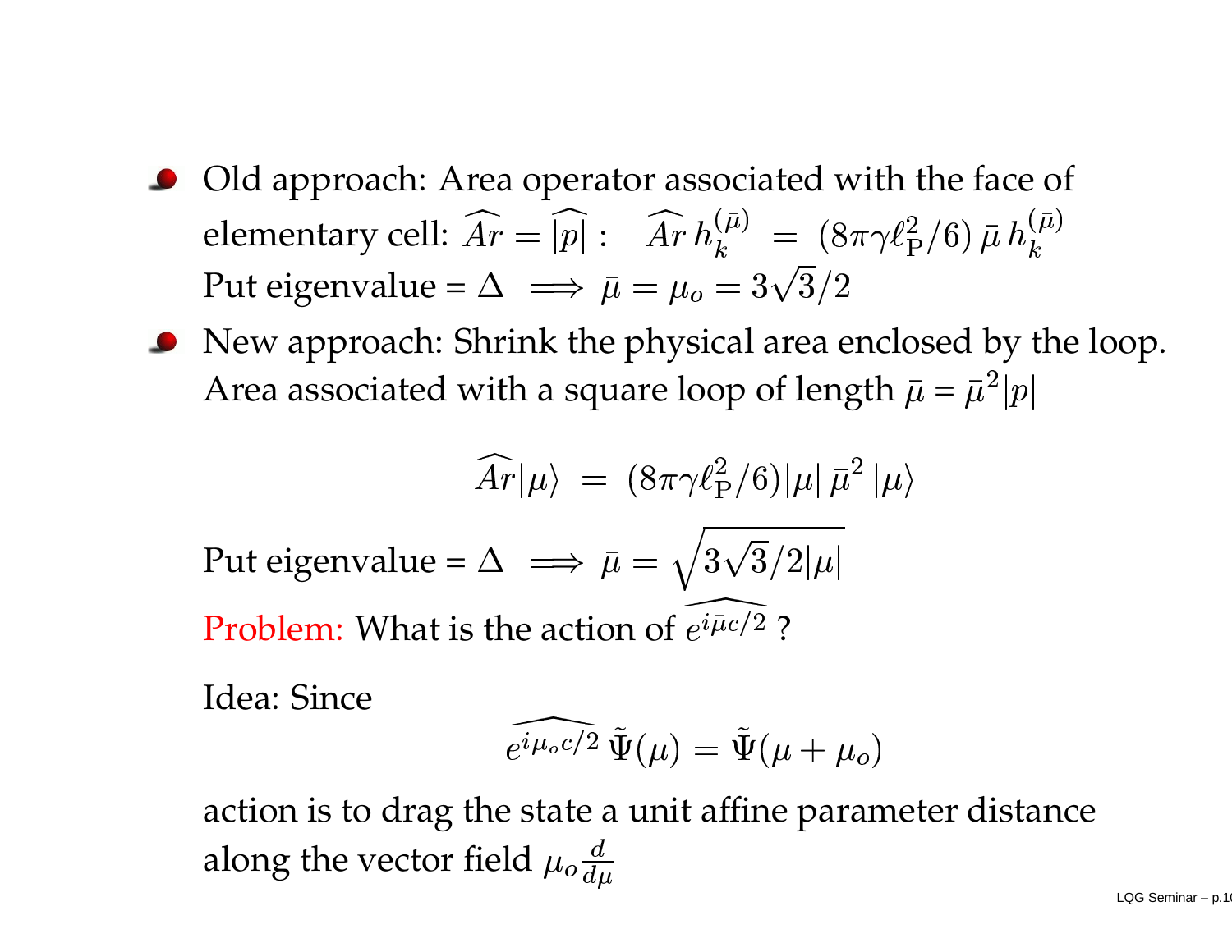- Old approach: Area operator associated with the face of elementary cell: $\widehat{Ar} = \widehat{|p|}$ : $\quad \widehat{Ar}\, h_k^{(\bar{\mu})} \;=\; (8\pi\gamma\ell_{\rm P}^2/6)\,\bar{\mu}\, h_k^{(\bar{\mu})}$
  Put eigenvalue = $\Delta \implies \bar{\mu} = \mu_o = 3\sqrt{3}/2$

- New approach: Shrink the physical area enclosed by the loop. Area associated with a square loop of length $\bar{\mu}$ = $\bar{\mu}^2|p|$

$$\widehat{Ar}|\mu\rangle \;=\; (8\pi\gamma\ell_{\rm P}^2/6)|\mu|\,\bar{\mu}^2\,|\mu\rangle$$

  Put eigenvalue = $\Delta \implies \bar{\mu} = \sqrt{3\sqrt{3}/2|\mu|}$

  Problem: What is the action of $\widehat{e^{i\bar{\mu}c/2}}$ ?

  Idea: Since

$$\widehat{e^{i\mu_o c/2}}\,\tilde{\Psi}(\mu) = \tilde{\Psi}(\mu + \mu_o)$$

  action is to drag the state a unit affine parameter distance along the vector field $\mu_o \frac{d}{d\mu}$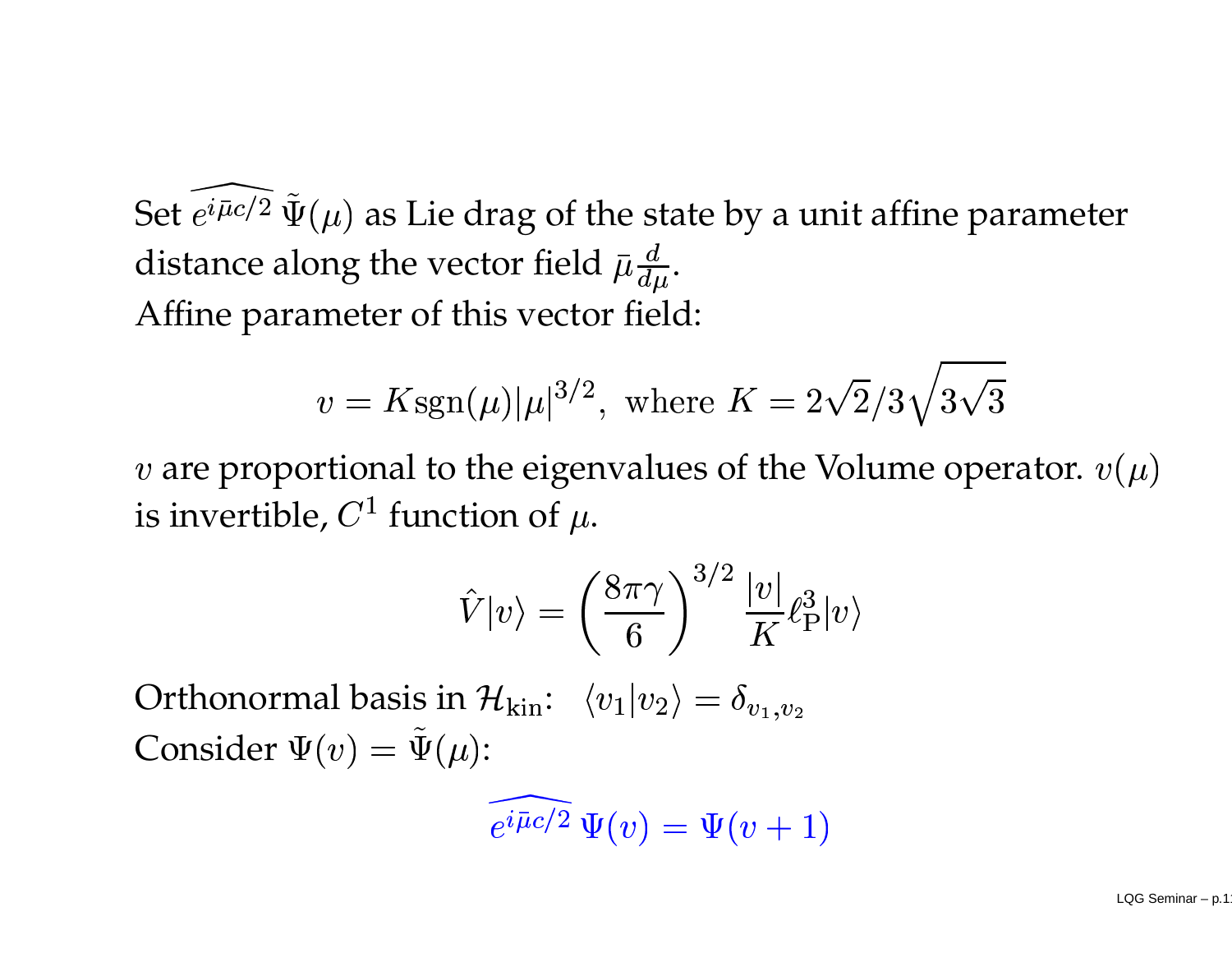Set $\widehat{e^{i\bar{\mu}c/2}}\,\tilde{\Psi}(\mu)$ as Lie drag of the state by a unit affine parameter distance along the vector field $\bar{\mu}\frac{d}{d\mu}$.
Affine parameter of this vector field:

$$v = K\mathrm{sgn}(\mu)|\mu|^{3/2}, \text{ where } K = 2\sqrt{2}/3\sqrt{3\sqrt{3}}$$

$v$ are proportional to the eigenvalues of the Volume operator. $v(\mu)$ is invertible, $C^1$ function of $\mu$.

$$\hat{V}|v\rangle = \left(\frac{8\pi\gamma}{6}\right)^{3/2}\frac{|v|}{K}\ell_{\mathrm{P}}^3|v\rangle$$

Orthonormal basis in $\mathcal{H}_{\mathrm{kin}}$: $\langle v_1|v_2\rangle = \delta_{v_1,v_2}$
Consider $\Psi(v) = \tilde{\Psi}(\mu)$:

$$\widehat{e^{i\bar{\mu}c/2}}\,\Psi(v) = \Psi(v+1)$$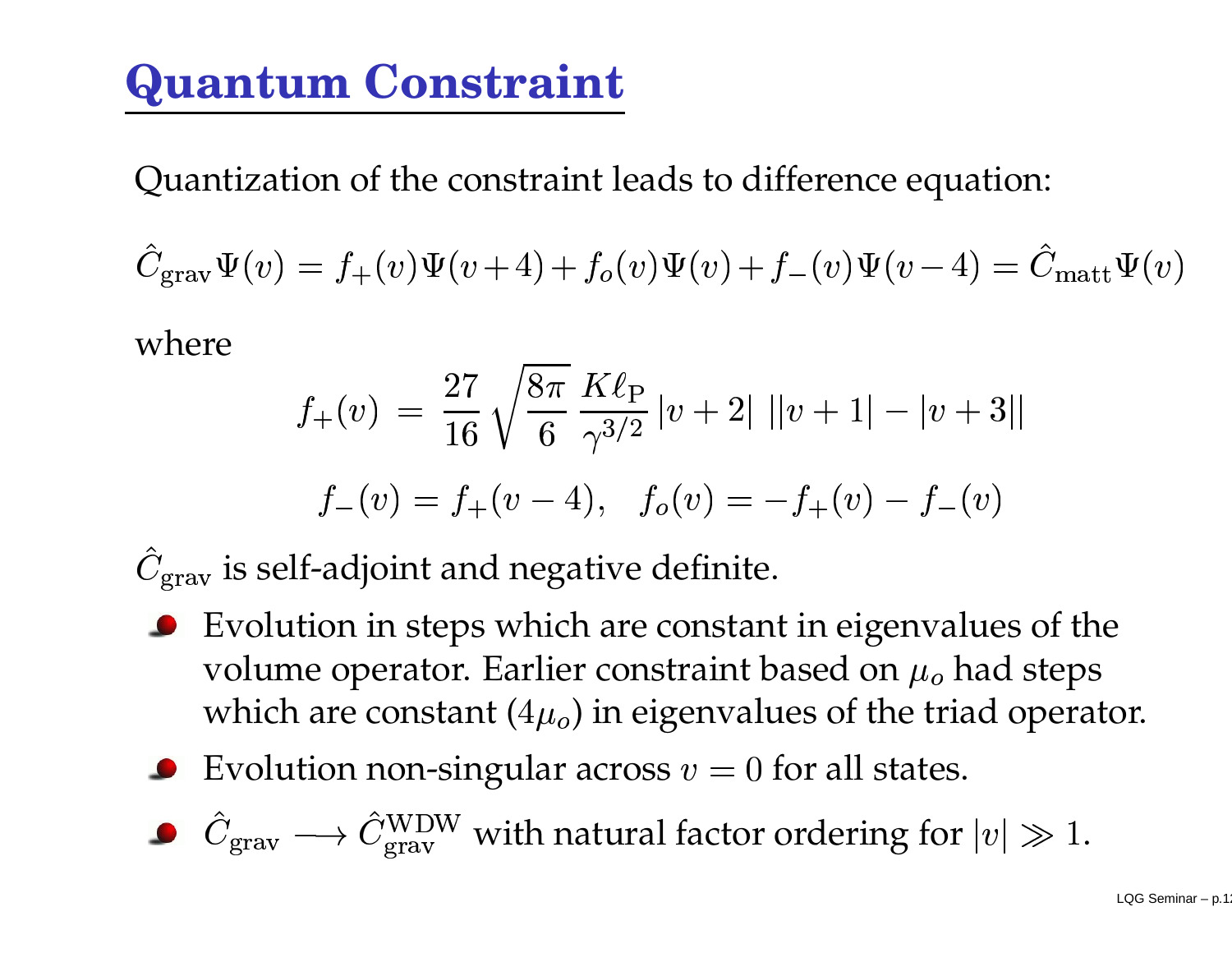# Quantum Constraint

Quantization of the constraint leads to difference equation:

$$\hat{C}_{\rm grav}\Psi(v) = f_+(v)\Psi(v+4) + f_o(v)\Psi(v) + f_-(v)\Psi(v-4) = \hat{C}_{\rm matt}\Psi(v)$$

where

$$f_+(v) \;=\; \frac{27}{16}\sqrt{\frac{8\pi}{6}}\,\frac{K\ell_{\rm P}}{\gamma^{3/2}}\,|v+2|\;\big||v+1| - |v+3|\big|$$

$$f_-(v) = f_+(v-4), \quad f_o(v) = -f_+(v) - f_-(v)$$

$\hat{C}_{\rm grav}$ is self-adjoint and negative definite.

- Evolution in steps which are constant in eigenvalues of the volume operator. Earlier constraint based on $\mu_o$ had steps which are constant ($4\mu_o$) in eigenvalues of the triad operator.
- Evolution non-singular across $v = 0$ for all states.
- $\hat{C}_{\rm grav} \longrightarrow \hat{C}^{\rm WDW}_{\rm grav}$ with natural factor ordering for $|v| \gg 1$.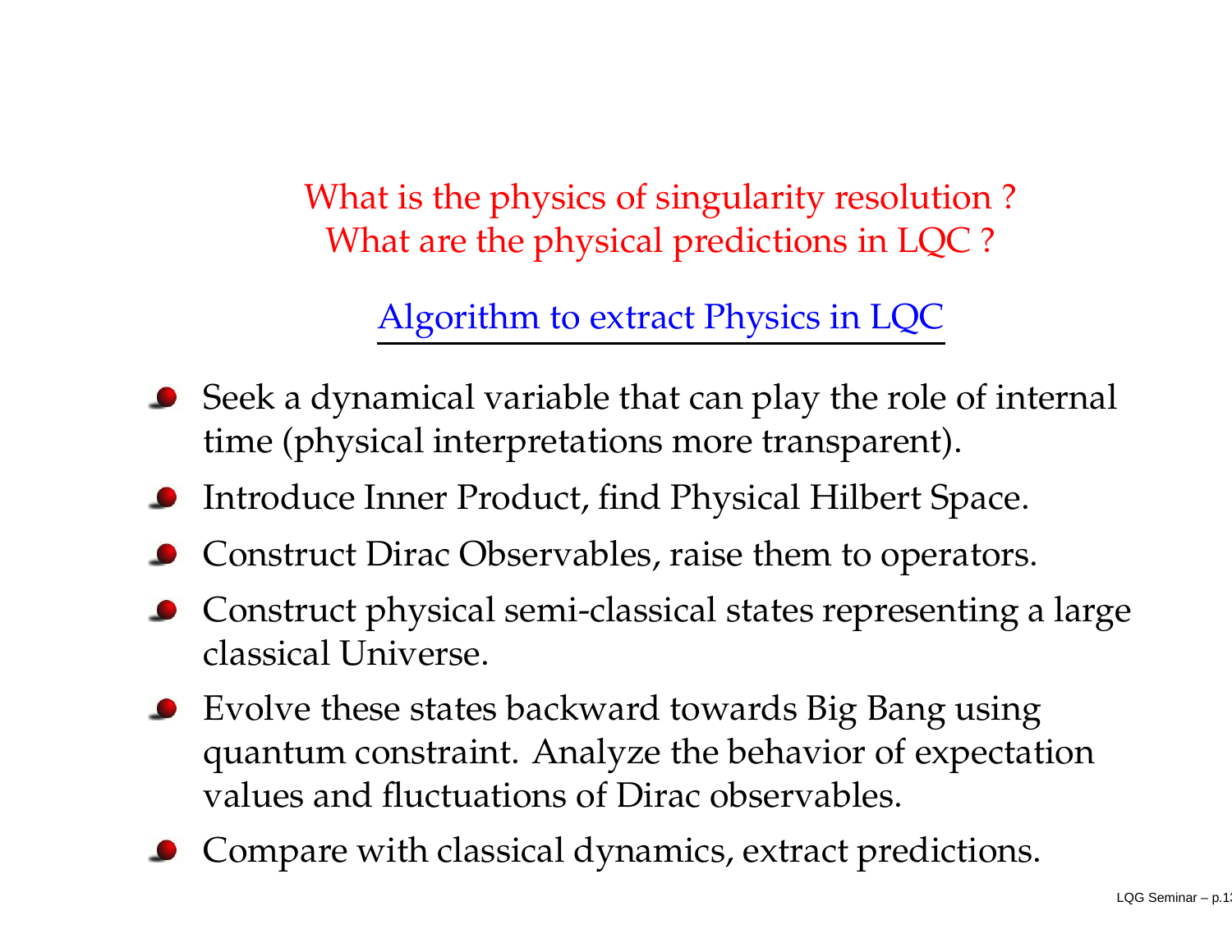What is the physics of singularity resolution ?
What are the physical predictions in LQC ?

## Algorithm to extract Physics in LQC

- Seek a dynamical variable that can play the role of internal time (physical interpretations more transparent).
- Introduce Inner Product, find Physical Hilbert Space.
- Construct Dirac Observables, raise them to operators.
- Construct physical semi-classical states representing a large classical Universe.
- Evolve these states backward towards Big Bang using quantum constraint. Analyze the behavior of expectation values and fluctuations of Dirac observables.
- Compare with classical dynamics, extract predictions.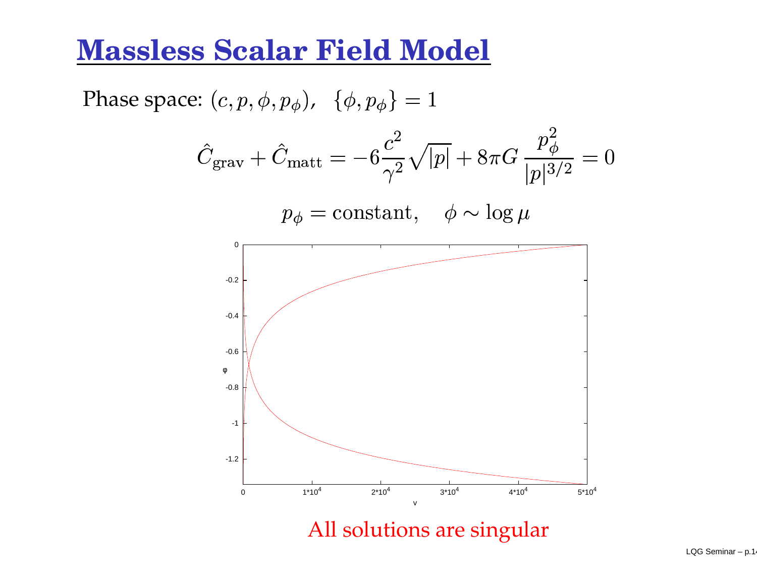# Massless Scalar Field Model

Phase space: $(c, p, \phi, p_\phi)$, $\{\phi, p_\phi\} = 1$

$$\hat{C}_{\rm grav} + \hat{C}_{\rm matt} = -6\frac{c^2}{\gamma^2}\sqrt{|p|} + 8\pi G\,\frac{p_\phi^2}{|p|^{3/2}} = 0$$

$$p_\phi = \text{constant}, \quad \phi \sim \log\mu$$

All solutions are singular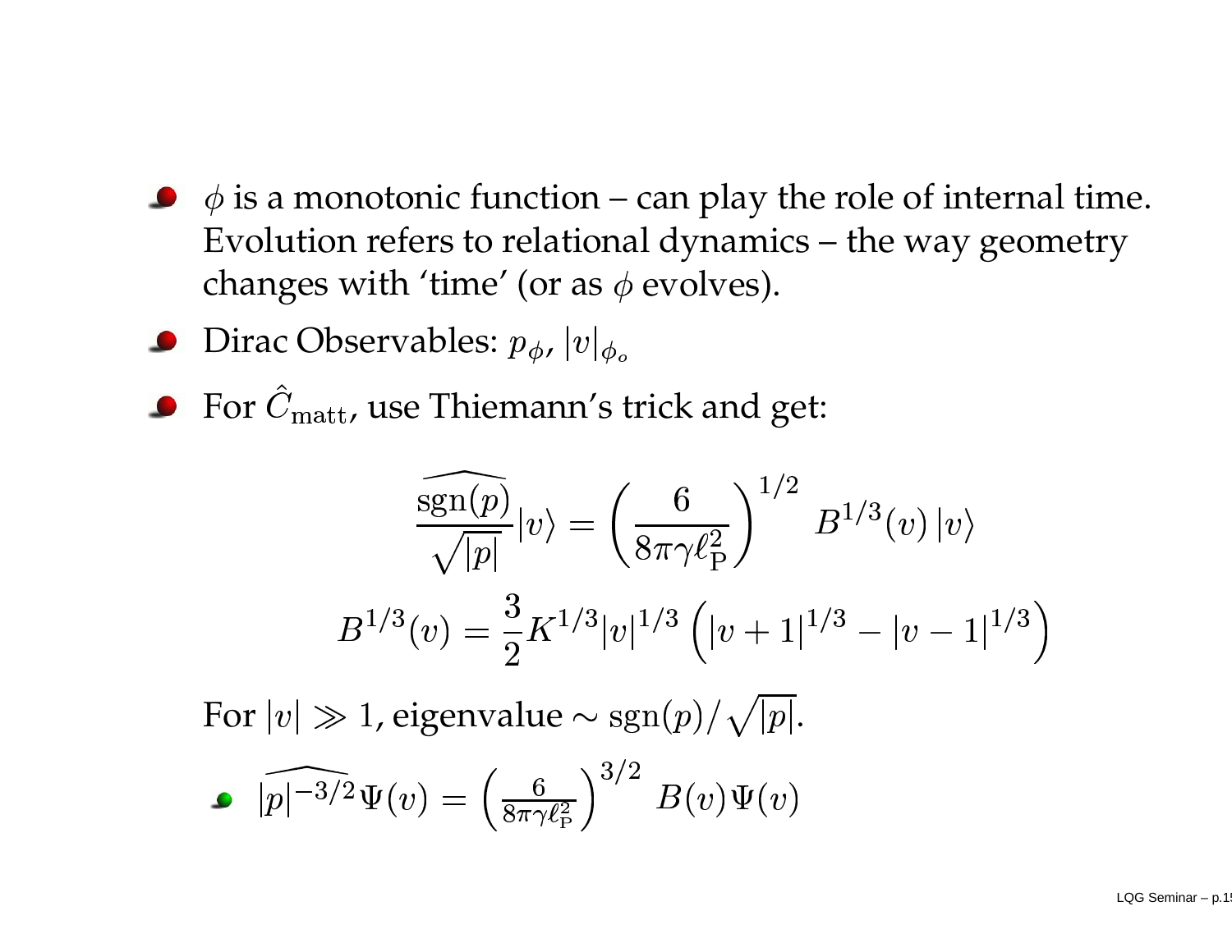- $\phi$ is a monotonic function – can play the role of internal time. Evolution refers to relational dynamics – the way geometry changes with 'time' (or as $\phi$ evolves).
- Dirac Observables: $p_\phi$, $|v|_{\phi_o}$
- For $\hat{C}_{\rm matt}$, use Thiemann's trick and get:

$$\frac{\widehat{{\rm sgn}(p)}}{\sqrt{|p|}}|v\rangle = \left(\frac{6}{8\pi\gamma\ell_{\rm P}^2}\right)^{1/2} B^{1/3}(v)\,|v\rangle$$

$$B^{1/3}(v) = \frac{3}{2}K^{1/3}|v|^{1/3}\left(|v+1|^{1/3} - |v-1|^{1/3}\right)$$

  For $|v| \gg 1$, eigenvalue $\sim {\rm sgn}(p)/\sqrt{|p|}$.

  - $\widehat{|p|^{-3/2}}\Psi(v) = \left(\frac{6}{8\pi\gamma\ell_{\rm P}^2}\right)^{3/2} B(v)\Psi(v)$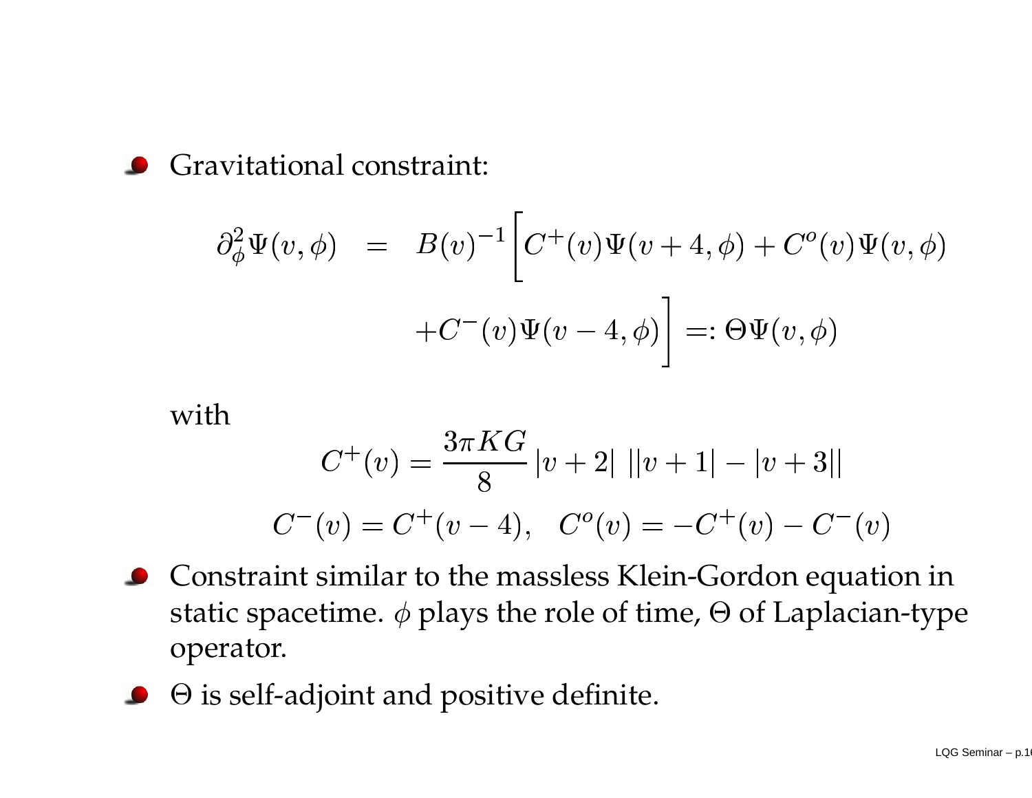- Gravitational constraint:

$$
\begin{aligned}
\partial_\phi^2 \Psi(v,\phi) \;&=\; B(v)^{-1}\Big[C^+(v)\Psi(v+4,\phi) + C^o(v)\Psi(v,\phi) \\
&\qquad + C^-(v)\Psi(v-4,\phi)\Big] =: \Theta\Psi(v,\phi)
\end{aligned}
$$

  with

$$
C^+(v) = \frac{3\pi K G}{8}\,|v+2|\;\big||v+1| - |v+3|\big|
$$

$$
C^-(v) = C^+(v-4), \quad C^o(v) = -C^+(v) - C^-(v)
$$

- Constraint similar to the massless Klein-Gordon equation in static spacetime. $\phi$ plays the role of time, $\Theta$ of Laplacian-type operator.
- $\Theta$ is self-adjoint and positive definite.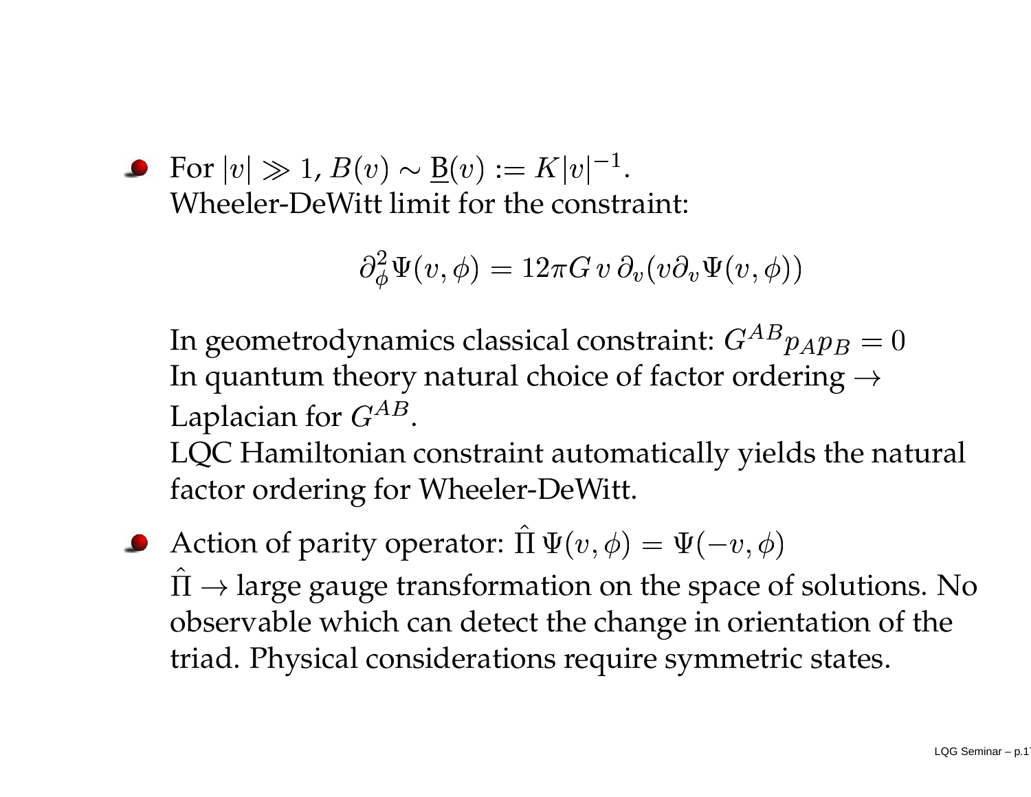- For $|v| \gg 1$, $B(v) \sim \underline{\mathrm{B}}(v) := K|v|^{-1}$.
  Wheeler-DeWitt limit for the constraint:

  $$\partial_\phi^2 \Psi(v,\phi) = 12\pi G\, v\, \partial_v (v \partial_v \Psi(v,\phi))$$

  In geometrodynamics classical constraint: $G^{AB} p_A p_B = 0$
  In quantum theory natural choice of factor ordering $\rightarrow$ Laplacian for $G^{AB}$.
  LQC Hamiltonian constraint automatically yields the natural factor ordering for Wheeler-DeWitt.

- Action of parity operator: $\hat{\Pi}\, \Psi(v,\phi) = \Psi(-v,\phi)$
  $\hat{\Pi} \rightarrow$ large gauge transformation on the space of solutions. No observable which can detect the change in orientation of the triad. Physical considerations require symmetric states.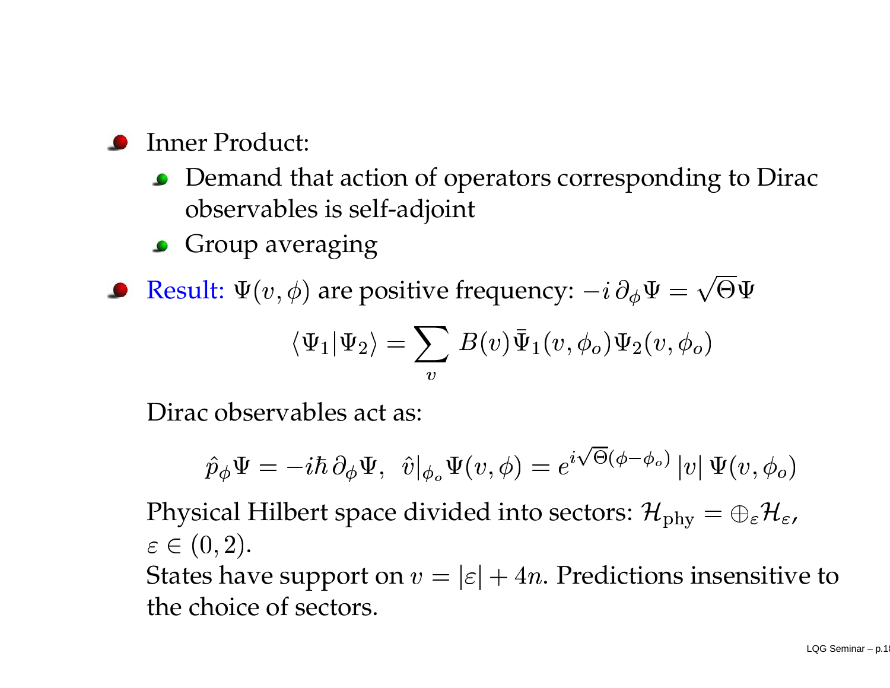- Inner Product:
  - Demand that action of operators corresponding to Dirac observables is self-adjoint
  - Group averaging
- Result: $\Psi(v, \phi)$ are positive frequency: $-i\, \partial_\phi \Psi = \sqrt{\Theta}\Psi$

$$\langle \Psi_1 | \Psi_2 \rangle = \sum_v B(v) \bar{\Psi}_1(v, \phi_o) \Psi_2(v, \phi_o)$$

Dirac observables act as:

$$\hat{p}_\phi \Psi = -i\hbar\, \partial_\phi \Psi, \;\; \hat{v}|_{\phi_o} \Psi(v, \phi) = e^{i\sqrt{\Theta}(\phi - \phi_o)}\, |v|\, \Psi(v, \phi_o)$$

Physical Hilbert space divided into sectors: $\mathcal{H}_{\text{phy}} = \oplus_\varepsilon \mathcal{H}_\varepsilon$, $\varepsilon \in (0, 2)$.
States have support on $v = |\varepsilon| + 4n$. Predictions insensitive to the choice of sectors.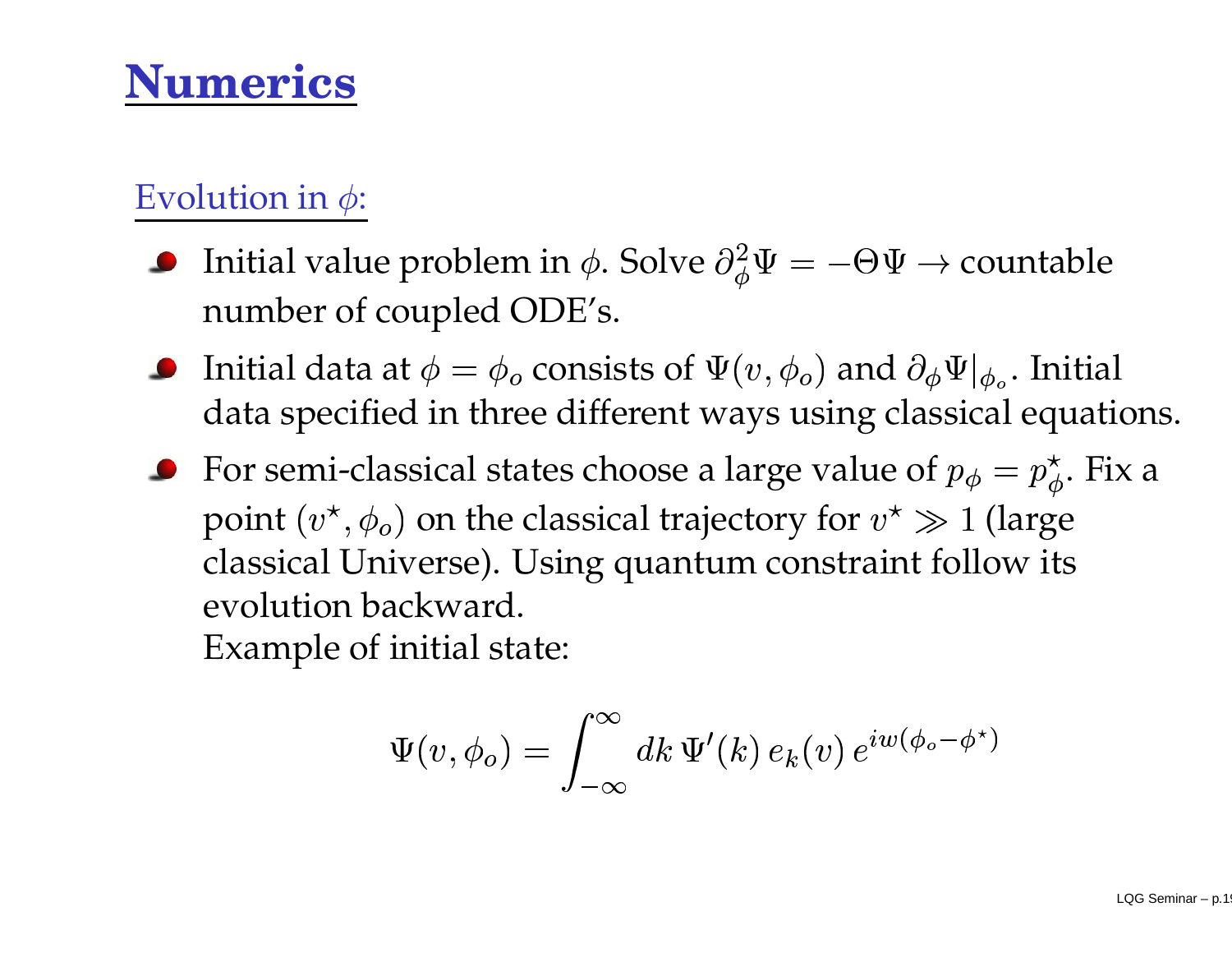# Numerics

## Evolution in $\phi$:

- Initial value problem in $\phi$. Solve $\partial_\phi^2 \Psi = -\Theta\Psi \rightarrow$ countable number of coupled ODE's.
- Initial data at $\phi = \phi_o$ consists of $\Psi(v, \phi_o)$ and $\partial_\phi \Psi|_{\phi_o}$. Initial data specified in three different ways using classical equations.
- For semi-classical states choose a large value of $p_\phi = p_\phi^\star$. Fix a point $(v^\star, \phi_o)$ on the classical trajectory for $v^\star \gg 1$ (large classical Universe). Using quantum constraint follow its evolution backward.
  Example of initial state:

$$\Psi(v, \phi_o) = \int_{-\infty}^{\infty} dk\, \Psi'(k)\, e_k(v)\, e^{iw(\phi_o - \phi^\star)}$$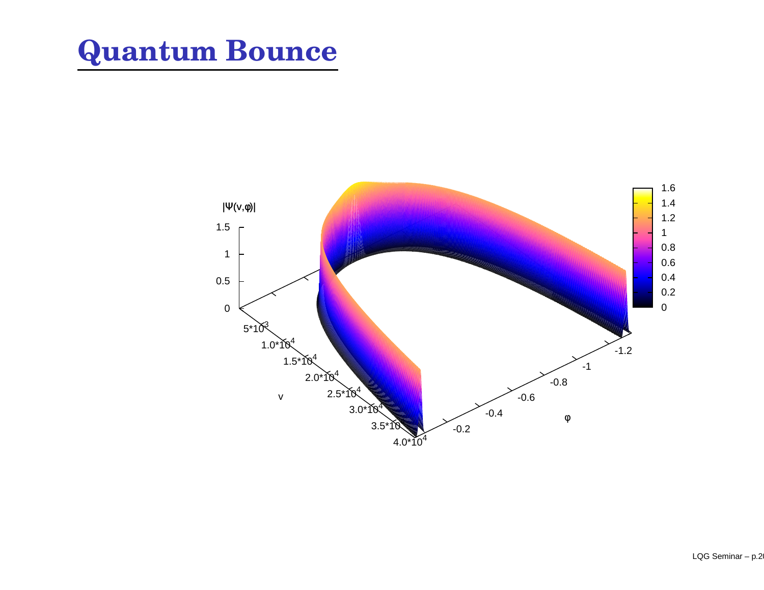# Quantum Bounce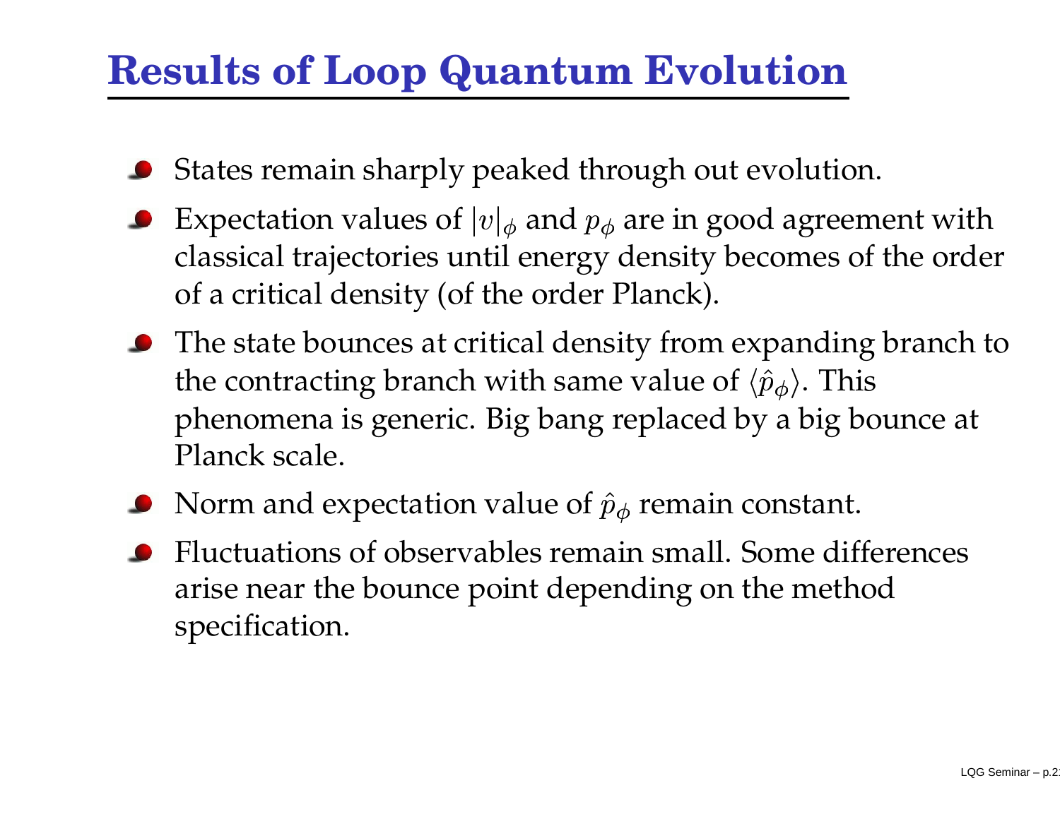# Results of Loop Quantum Evolution

- States remain sharply peaked through out evolution.
- Expectation values of $|v|_\phi$ and $p_\phi$ are in good agreement with classical trajectories until energy density becomes of the order of a critical density (of the order Planck).
- The state bounces at critical density from expanding branch to the contracting branch with same value of $\langle \hat{p}_\phi \rangle$. This phenomena is generic. Big bang replaced by a big bounce at Planck scale.
- Norm and expectation value of $\hat{p}_\phi$ remain constant.
- Fluctuations of observables remain small. Some differences arise near the bounce point depending on the method specification.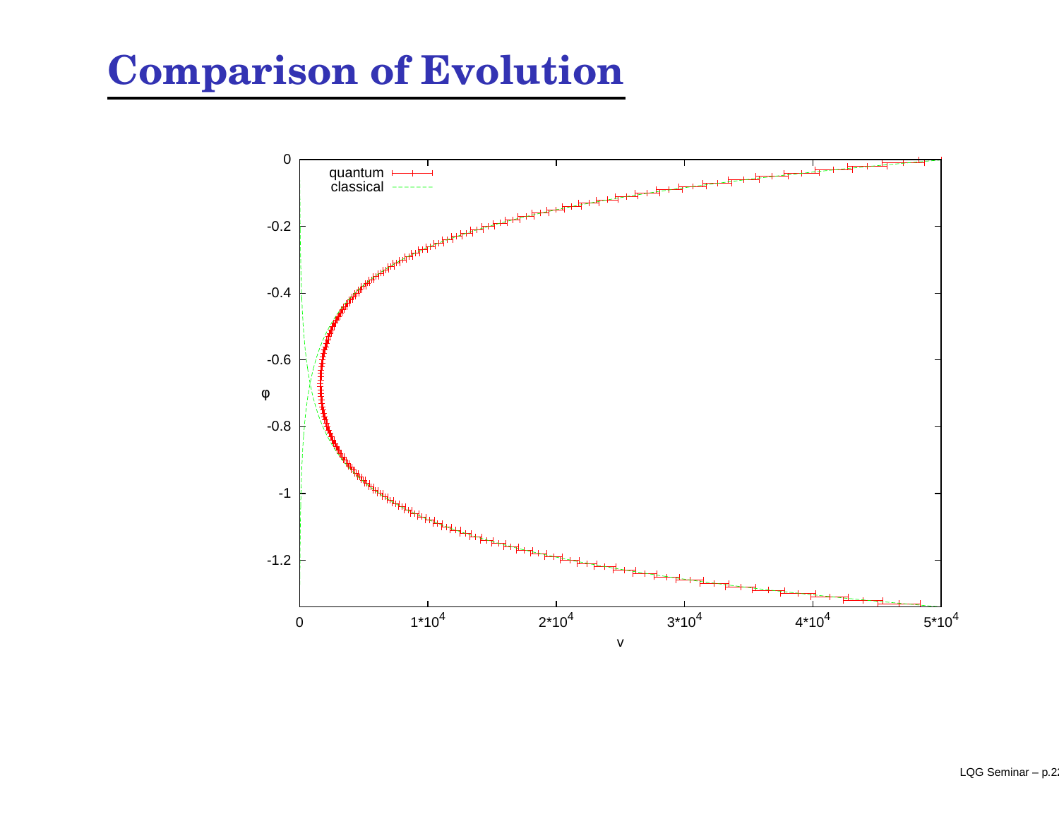# Comparison of Evolution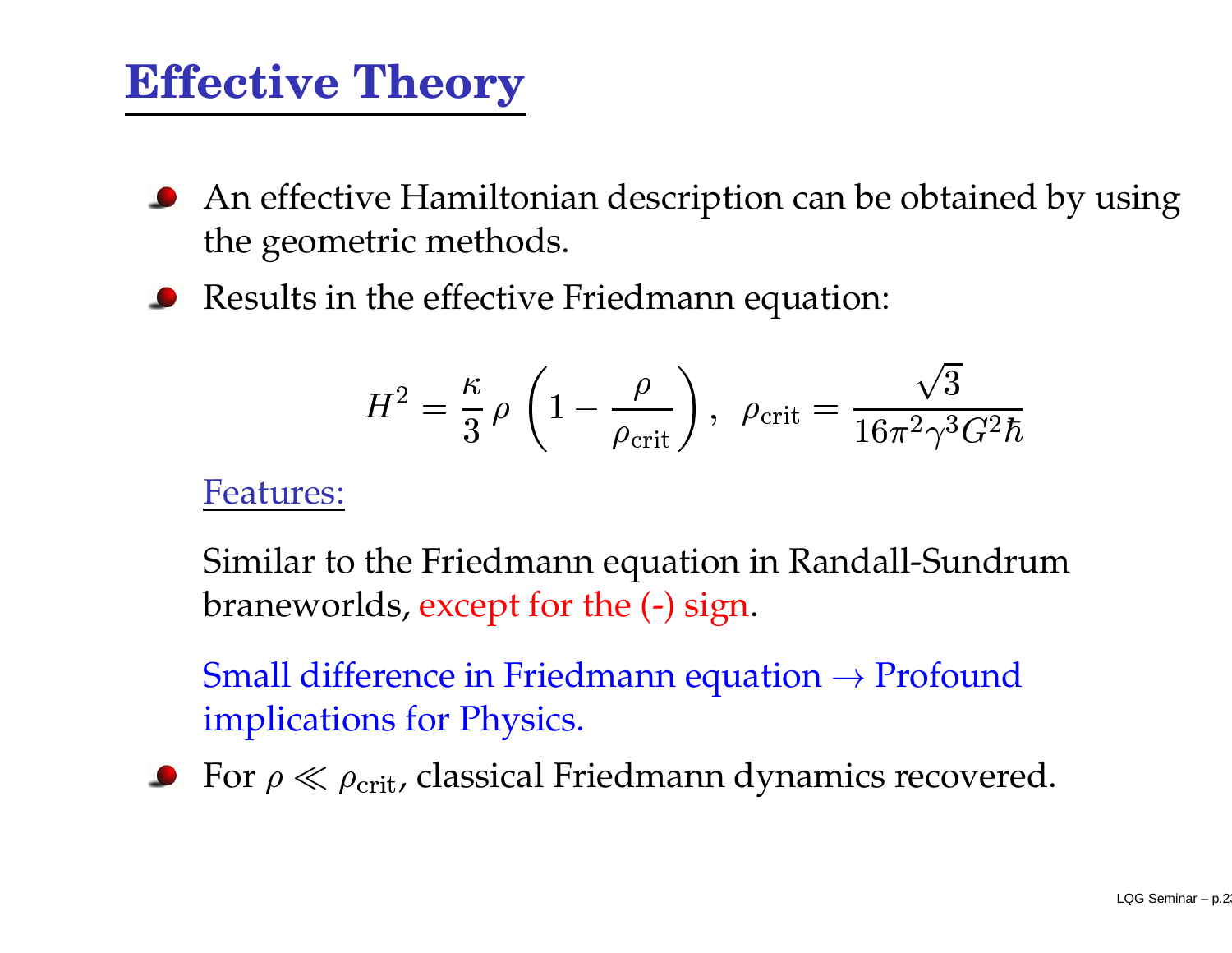# Effective Theory

- An effective Hamiltonian description can be obtained by using the geometric methods.
- Results in the effective Friedmann equation:

$$H^2 = \frac{\kappa}{3}\,\rho\,\left(1 - \frac{\rho}{\rho_{\rm crit}}\right), \;\; \rho_{\rm crit} = \frac{\sqrt{3}}{16\pi^2\gamma^3 G^2\hbar}$$

  Features:

  Similar to the Friedmann equation in Randall-Sundrum braneworlds, except for the (-) sign.

  Small difference in Friedmann equation $\rightarrow$ Profound implications for Physics.

- For $\rho \ll \rho_{\rm crit}$, classical Friedmann dynamics recovered.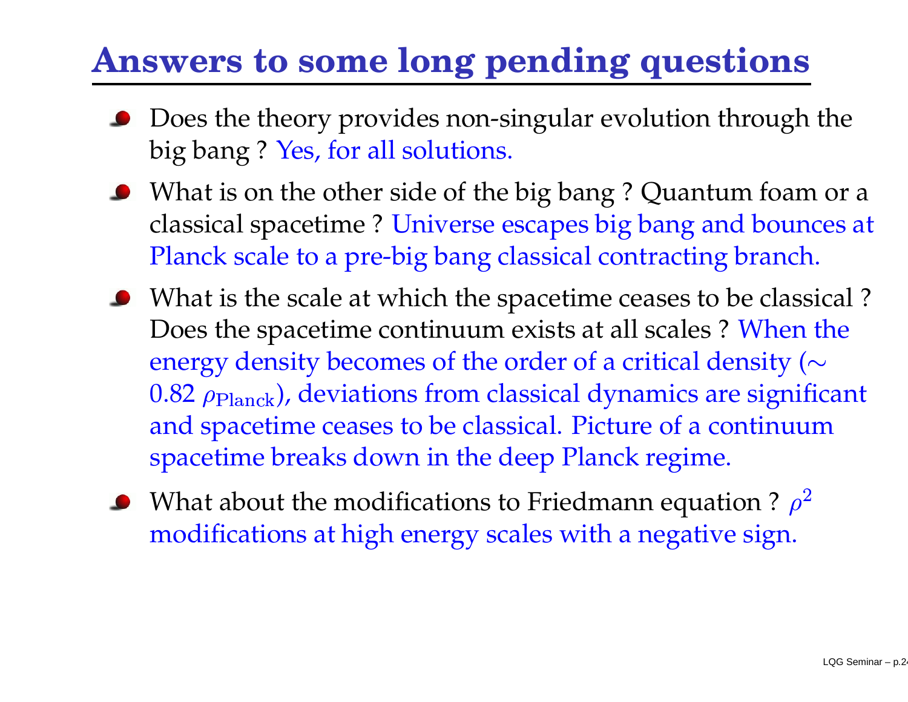# Answers to some long pending questions

- Does the theory provides non-singular evolution through the big bang ? Yes, for all solutions.
- What is on the other side of the big bang ? Quantum foam or a classical spacetime ? Universe escapes big bang and bounces at Planck scale to a pre-big bang classical contracting branch.
- What is the scale at which the spacetime ceases to be classical ? Does the spacetime continuum exists at all scales ? When the energy density becomes of the order of a critical density ($\sim 0.82\ \rho_{\rm Planck}$), deviations from classical dynamics are significant and spacetime ceases to be classical. Picture of a continuum spacetime breaks down in the deep Planck regime.
- What about the modifications to Friedmann equation ? $\rho^2$ modifications at high energy scales with a negative sign.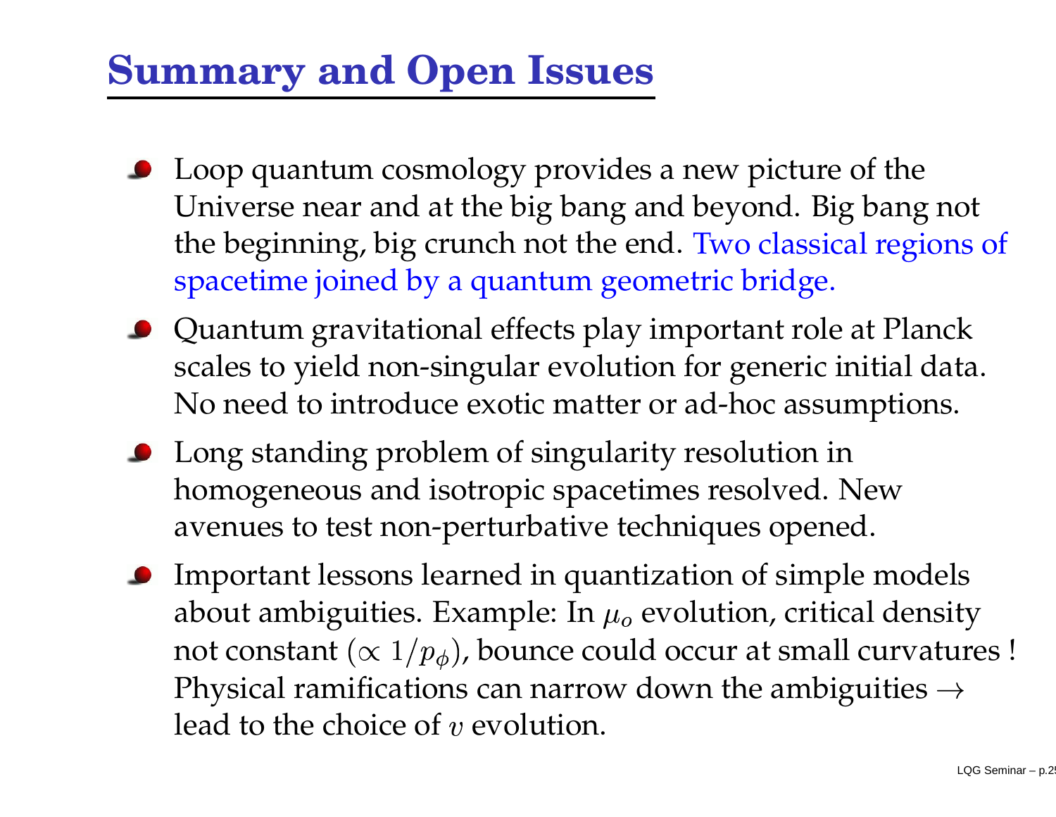# Summary and Open Issues

- Loop quantum cosmology provides a new picture of the Universe near and at the big bang and beyond. Big bang not the beginning, big crunch not the end. Two classical regions of spacetime joined by a quantum geometric bridge.
- Quantum gravitational effects play important role at Planck scales to yield non-singular evolution for generic initial data. No need to introduce exotic matter or ad-hoc assumptions.
- Long standing problem of singularity resolution in homogeneous and isotropic spacetimes resolved. New avenues to test non-perturbative techniques opened.
- Important lessons learned in quantization of simple models about ambiguities. Example: In $\mu_o$ evolution, critical density not constant ($\propto 1/p_\phi$), bounce could occur at small curvatures ! Physical ramifications can narrow down the ambiguities $\rightarrow$ lead to the choice of $v$ evolution.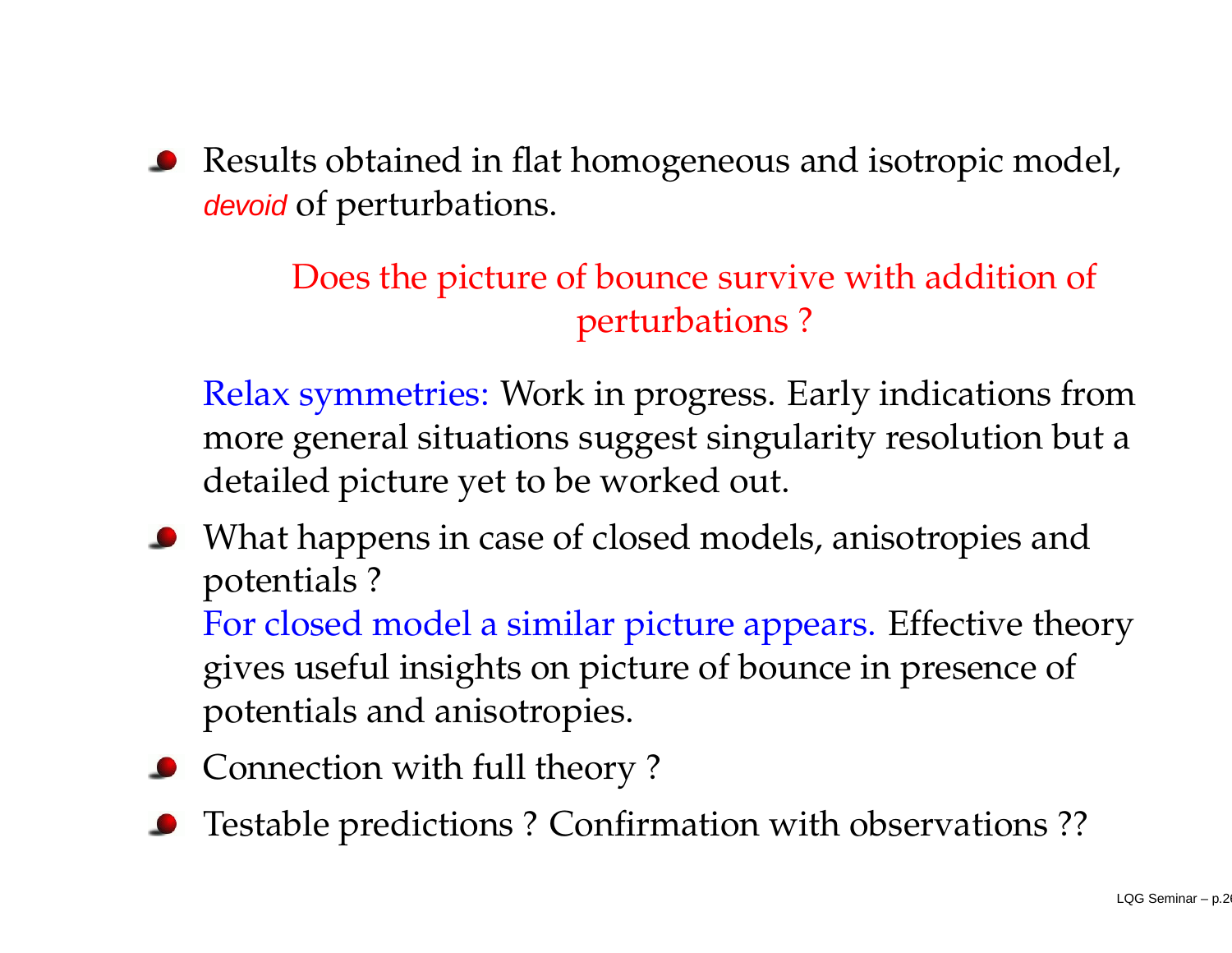- Results obtained in flat homogeneous and isotropic model, *devoid* of perturbations.

  Does the picture of bounce survive with addition of perturbations ?

  Relax symmetries: Work in progress. Early indications from more general situations suggest singularity resolution but a detailed picture yet to be worked out.

- What happens in case of closed models, anisotropies and potentials ?
  For closed model a similar picture appears. Effective theory gives useful insights on picture of bounce in presence of potentials and anisotropies.

- Connection with full theory ?

- Testable predictions ? Confirmation with observations ??